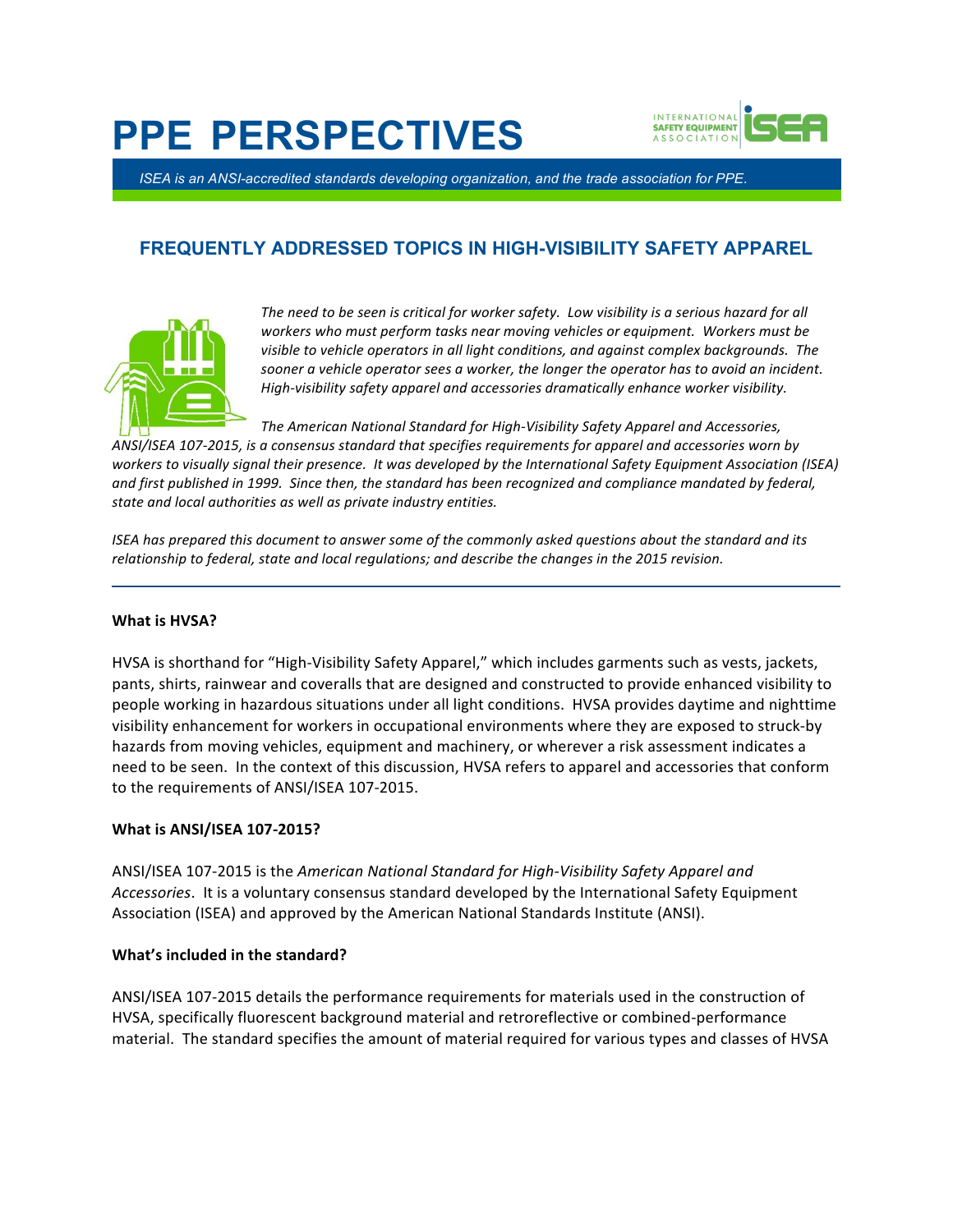# PPE PERSPECTIVES

*ISEA is an ANSI-accredited standards developing organization, and the trade association for PPE.*

## FREQUENTLY ADDRESSED TOPICS IN HIGH-VISIBILITY SAFETY APPAREL

*The need to be seen is critical for worker safety. Low visibility is a serious hazard for all workers who must perform tasks near moving vehicles or equipment. Workers must be visible to vehicle operators in all light conditions, and against complex backgrounds. The sooner a vehicle operator sees a worker, the longer the operator has to avoid an incident. High-visibility safety apparel and accessories dramatically enhance worker visibility.*

*The American National Standard for High-Visibility Safety Apparel and Accessories, ANSI/ISEA 107-2015, is a consensus standard that specifies requirements for apparel and accessories worn by workers to visually signal their presence. It was developed by the International Safety Equipment Association (ISEA) and first published in 1999. Since then, the standard has been recognized and compliance mandated by federal, state and local authorities as well as private industry entities.*

*ISEA has prepared this document to answer some of the commonly asked questions about the standard and its relationship to federal, state and local regulations; and describe the changes in the 2015 revision.*

---

**What is HVSA?**

HVSA is shorthand for "High-Visibility Safety Apparel," which includes garments such as vests, jackets, pants, shirts, rainwear and coveralls that are designed and constructed to provide enhanced visibility to people working in hazardous situations under all light conditions. HVSA provides daytime and nighttime visibility enhancement for workers in occupational environments where they are exposed to struck-by hazards from moving vehicles, equipment and machinery, or wherever a risk assessment indicates a need to be seen. In the context of this discussion, HVSA refers to apparel and accessories that conform to the requirements of ANSI/ISEA 107-2015.

**What is ANSI/ISEA 107-2015?**

ANSI/ISEA 107-2015 is the *American National Standard for High-Visibility Safety Apparel and Accessories*. It is a voluntary consensus standard developed by the International Safety Equipment Association (ISEA) and approved by the American National Standards Institute (ANSI).

**What's included in the standard?**

ANSI/ISEA 107-2015 details the performance requirements for materials used in the construction of HVSA, specifically fluorescent background material and retroreflective or combined-performance material. The standard specifies the amount of material required for various types and classes of HVSA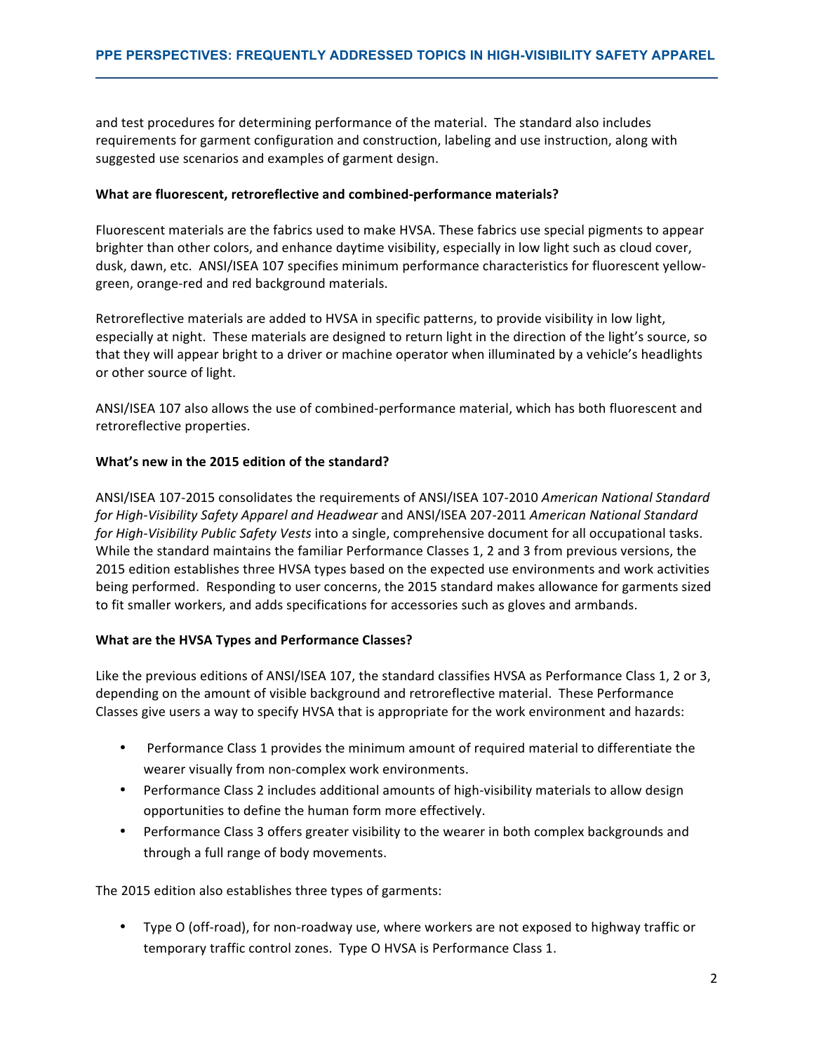and test procedures for determining performance of the material. The standard also includes requirements for garment configuration and construction, labeling and use instruction, along with suggested use scenarios and examples of garment design.

**What are fluorescent, retroreflective and combined-performance materials?**

Fluorescent materials are the fabrics used to make HVSA. These fabrics use special pigments to appear brighter than other colors, and enhance daytime visibility, especially in low light such as cloud cover, dusk, dawn, etc. ANSI/ISEA 107 specifies minimum performance characteristics for fluorescent yellow-green, orange-red and red background materials.

Retroreflective materials are added to HVSA in specific patterns, to provide visibility in low light, especially at night. These materials are designed to return light in the direction of the light's source, so that they will appear bright to a driver or machine operator when illuminated by a vehicle's headlights or other source of light.

ANSI/ISEA 107 also allows the use of combined-performance material, which has both fluorescent and retroreflective properties.

**What's new in the 2015 edition of the standard?**

ANSI/ISEA 107-2015 consolidates the requirements of ANSI/ISEA 107-2010 *American National Standard for High-Visibility Safety Apparel and Headwear* and ANSI/ISEA 207-2011 *American National Standard for High-Visibility Public Safety Vests* into a single, comprehensive document for all occupational tasks. While the standard maintains the familiar Performance Classes 1, 2 and 3 from previous versions, the 2015 edition establishes three HVSA types based on the expected use environments and work activities being performed. Responding to user concerns, the 2015 standard makes allowance for garments sized to fit smaller workers, and adds specifications for accessories such as gloves and armbands.

**What are the HVSA Types and Performance Classes?**

Like the previous editions of ANSI/ISEA 107, the standard classifies HVSA as Performance Class 1, 2 or 3, depending on the amount of visible background and retroreflective material. These Performance Classes give users a way to specify HVSA that is appropriate for the work environment and hazards:

- Performance Class 1 provides the minimum amount of required material to differentiate the wearer visually from non-complex work environments.
- Performance Class 2 includes additional amounts of high-visibility materials to allow design opportunities to define the human form more effectively.
- Performance Class 3 offers greater visibility to the wearer in both complex backgrounds and through a full range of body movements.

The 2015 edition also establishes three types of garments:

- Type O (off-road), for non-roadway use, where workers are not exposed to highway traffic or temporary traffic control zones. Type O HVSA is Performance Class 1.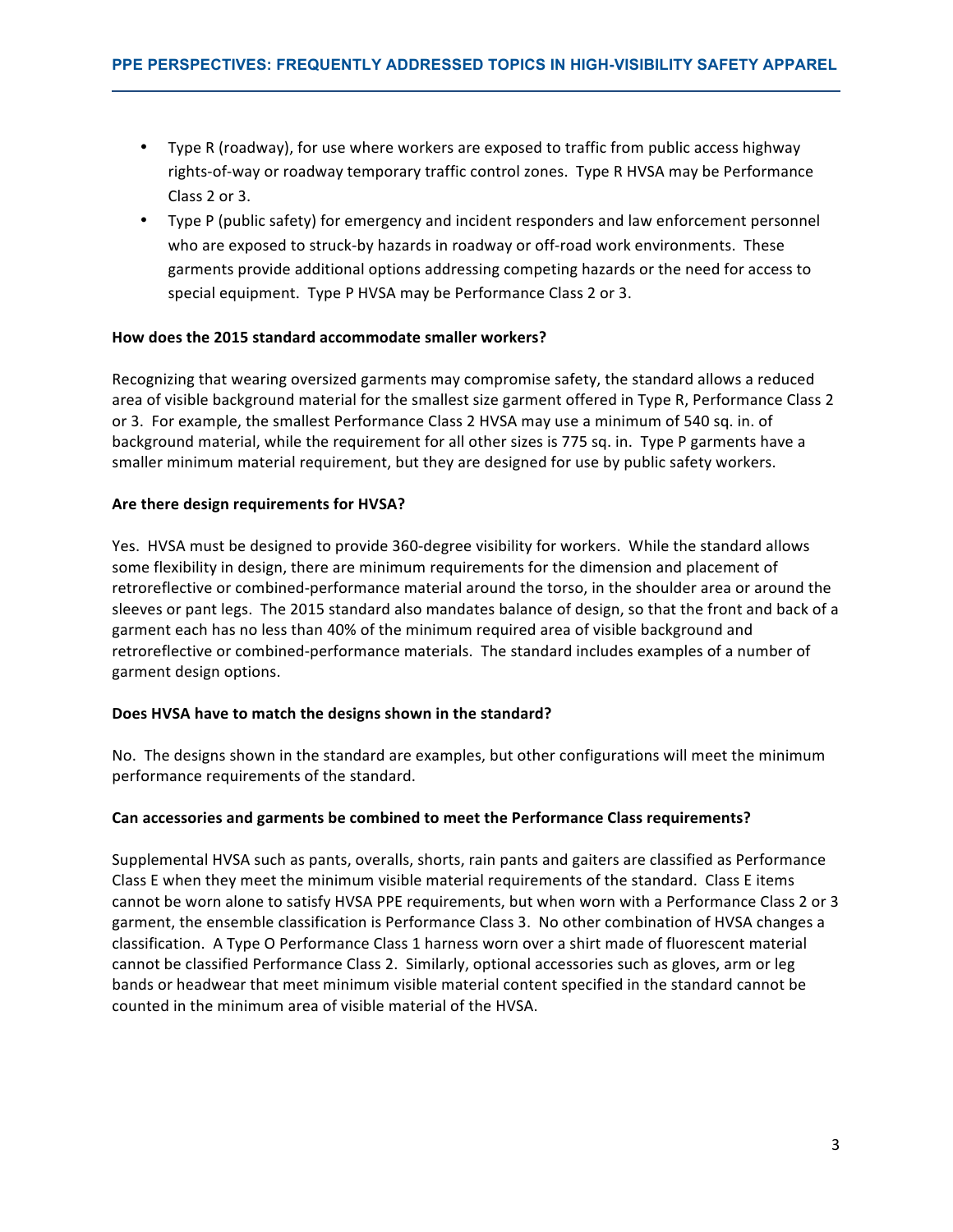- Type R (roadway), for use where workers are exposed to traffic from public access highway rights-of-way or roadway temporary traffic control zones. Type R HVSA may be Performance Class 2 or 3.
- Type P (public safety) for emergency and incident responders and law enforcement personnel who are exposed to struck-by hazards in roadway or off-road work environments. These garments provide additional options addressing competing hazards or the need for access to special equipment. Type P HVSA may be Performance Class 2 or 3.

**How does the 2015 standard accommodate smaller workers?**

Recognizing that wearing oversized garments may compromise safety, the standard allows a reduced area of visible background material for the smallest size garment offered in Type R, Performance Class 2 or 3. For example, the smallest Performance Class 2 HVSA may use a minimum of 540 sq. in. of background material, while the requirement for all other sizes is 775 sq. in. Type P garments have a smaller minimum material requirement, but they are designed for use by public safety workers.

**Are there design requirements for HVSA?**

Yes. HVSA must be designed to provide 360-degree visibility for workers. While the standard allows some flexibility in design, there are minimum requirements for the dimension and placement of retroreflective or combined-performance material around the torso, in the shoulder area or around the sleeves or pant legs. The 2015 standard also mandates balance of design, so that the front and back of a garment each has no less than 40% of the minimum required area of visible background and retroreflective or combined-performance materials. The standard includes examples of a number of garment design options.

**Does HVSA have to match the designs shown in the standard?**

No. The designs shown in the standard are examples, but other configurations will meet the minimum performance requirements of the standard.

**Can accessories and garments be combined to meet the Performance Class requirements?**

Supplemental HVSA such as pants, overalls, shorts, rain pants and gaiters are classified as Performance Class E when they meet the minimum visible material requirements of the standard. Class E items cannot be worn alone to satisfy HVSA PPE requirements, but when worn with a Performance Class 2 or 3 garment, the ensemble classification is Performance Class 3. No other combination of HVSA changes a classification. A Type O Performance Class 1 harness worn over a shirt made of fluorescent material cannot be classified Performance Class 2. Similarly, optional accessories such as gloves, arm or leg bands or headwear that meet minimum visible material content specified in the standard cannot be counted in the minimum area of visible material of the HVSA.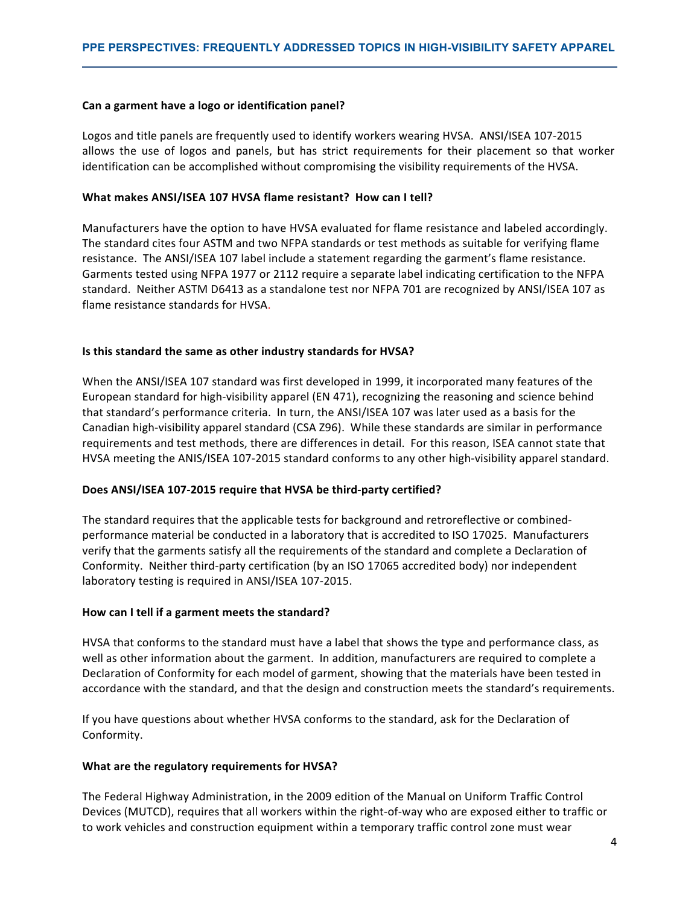### Can a garment have a logo or identification panel?

Logos and title panels are frequently used to identify workers wearing HVSA. ANSI/ISEA 107-2015 allows the use of logos and panels, but has strict requirements for their placement so that worker identification can be accomplished without compromising the visibility requirements of the HVSA.

### What makes ANSI/ISEA 107 HVSA flame resistant? How can I tell?

Manufacturers have the option to have HVSA evaluated for flame resistance and labeled accordingly. The standard cites four ASTM and two NFPA standards or test methods as suitable for verifying flame resistance. The ANSI/ISEA 107 label include a statement regarding the garment's flame resistance. Garments tested using NFPA 1977 or 2112 require a separate label indicating certification to the NFPA standard. Neither ASTM D6413 as a standalone test nor NFPA 701 are recognized by ANSI/ISEA 107 as flame resistance standards for HVSA.

### Is this standard the same as other industry standards for HVSA?

When the ANSI/ISEA 107 standard was first developed in 1999, it incorporated many features of the European standard for high-visibility apparel (EN 471), recognizing the reasoning and science behind that standard's performance criteria. In turn, the ANSI/ISEA 107 was later used as a basis for the Canadian high-visibility apparel standard (CSA Z96). While these standards are similar in performance requirements and test methods, there are differences in detail. For this reason, ISEA cannot state that HVSA meeting the ANIS/ISEA 107-2015 standard conforms to any other high-visibility apparel standard.

### Does ANSI/ISEA 107-2015 require that HVSA be third-party certified?

The standard requires that the applicable tests for background and retroreflective or combined-performance material be conducted in a laboratory that is accredited to ISO 17025. Manufacturers verify that the garments satisfy all the requirements of the standard and complete a Declaration of Conformity. Neither third-party certification (by an ISO 17065 accredited body) nor independent laboratory testing is required in ANSI/ISEA 107-2015.

### How can I tell if a garment meets the standard?

HVSA that conforms to the standard must have a label that shows the type and performance class, as well as other information about the garment. In addition, manufacturers are required to complete a Declaration of Conformity for each model of garment, showing that the materials have been tested in accordance with the standard, and that the design and construction meets the standard's requirements.

If you have questions about whether HVSA conforms to the standard, ask for the Declaration of Conformity.

### What are the regulatory requirements for HVSA?

The Federal Highway Administration, in the 2009 edition of the Manual on Uniform Traffic Control Devices (MUTCD), requires that all workers within the right-of-way who are exposed either to traffic or to work vehicles and construction equipment within a temporary traffic control zone must wear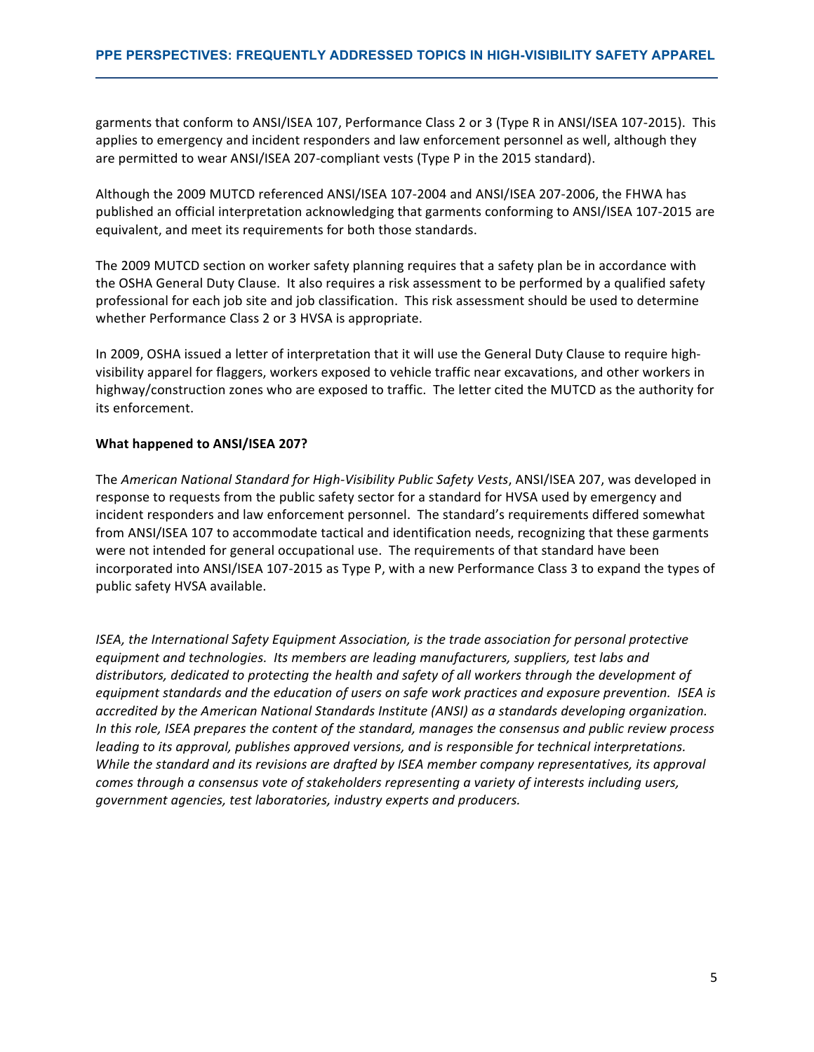garments that conform to ANSI/ISEA 107, Performance Class 2 or 3 (Type R in ANSI/ISEA 107-2015). This applies to emergency and incident responders and law enforcement personnel as well, although they are permitted to wear ANSI/ISEA 207-compliant vests (Type P in the 2015 standard).

Although the 2009 MUTCD referenced ANSI/ISEA 107-2004 and ANSI/ISEA 207-2006, the FHWA has published an official interpretation acknowledging that garments conforming to ANSI/ISEA 107-2015 are equivalent, and meet its requirements for both those standards.

The 2009 MUTCD section on worker safety planning requires that a safety plan be in accordance with the OSHA General Duty Clause. It also requires a risk assessment to be performed by a qualified safety professional for each job site and job classification. This risk assessment should be used to determine whether Performance Class 2 or 3 HVSA is appropriate.

In 2009, OSHA issued a letter of interpretation that it will use the General Duty Clause to require high-visibility apparel for flaggers, workers exposed to vehicle traffic near excavations, and other workers in highway/construction zones who are exposed to traffic. The letter cited the MUTCD as the authority for its enforcement.

**What happened to ANSI/ISEA 207?**

The *American National Standard for High-Visibility Public Safety Vests*, ANSI/ISEA 207, was developed in response to requests from the public safety sector for a standard for HVSA used by emergency and incident responders and law enforcement personnel. The standard's requirements differed somewhat from ANSI/ISEA 107 to accommodate tactical and identification needs, recognizing that these garments were not intended for general occupational use. The requirements of that standard have been incorporated into ANSI/ISEA 107-2015 as Type P, with a new Performance Class 3 to expand the types of public safety HVSA available.

*ISEA, the International Safety Equipment Association, is the trade association for personal protective equipment and technologies. Its members are leading manufacturers, suppliers, test labs and distributors, dedicated to protecting the health and safety of all workers through the development of equipment standards and the education of users on safe work practices and exposure prevention. ISEA is accredited by the American National Standards Institute (ANSI) as a standards developing organization. In this role, ISEA prepares the content of the standard, manages the consensus and public review process leading to its approval, publishes approved versions, and is responsible for technical interpretations. While the standard and its revisions are drafted by ISEA member company representatives, its approval comes through a consensus vote of stakeholders representing a variety of interests including users, government agencies, test laboratories, industry experts and producers.*